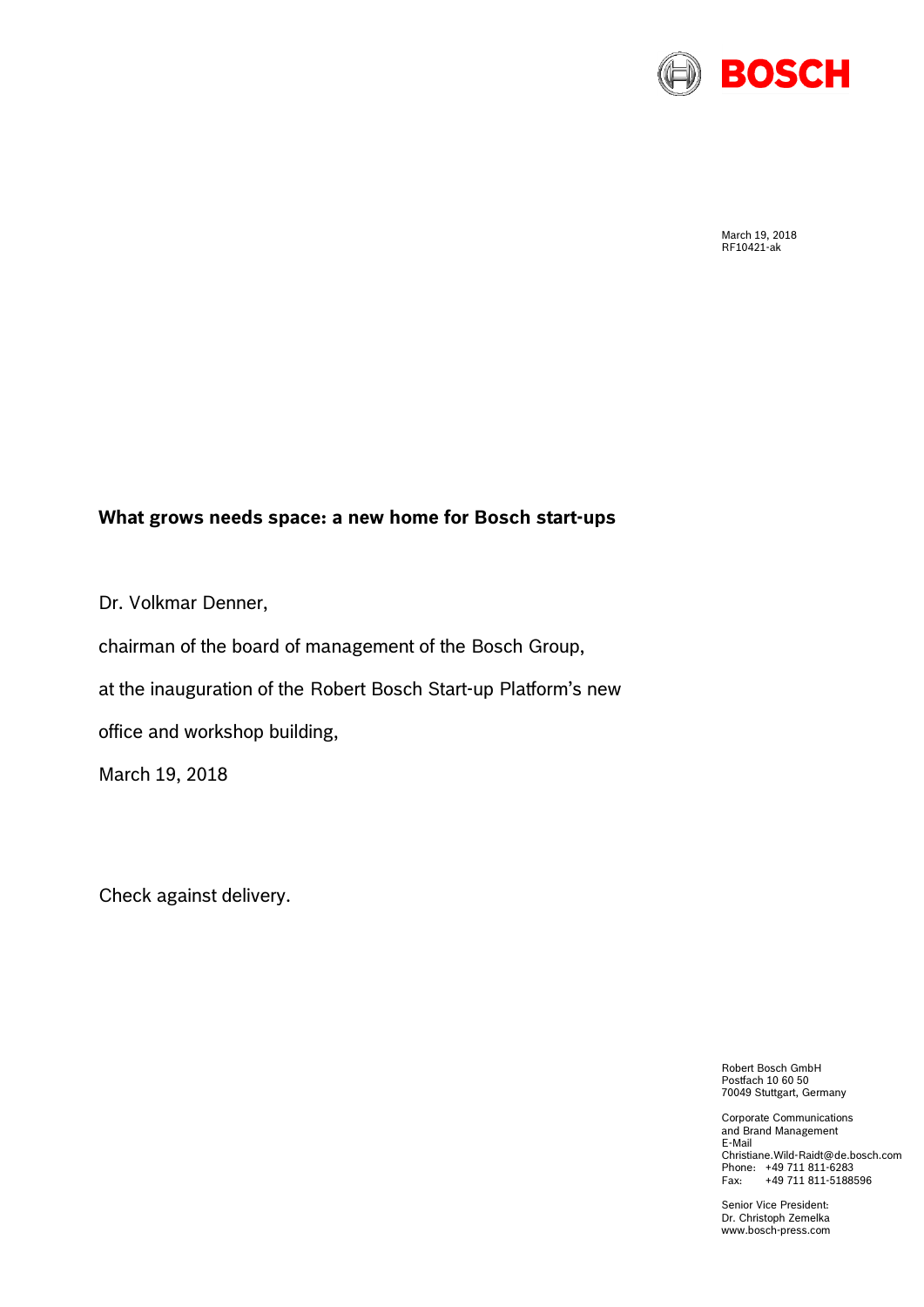March 19, 2018
RF10421-ak

# What grows needs space: a new home for Bosch start-ups

Dr. Volkmar Denner,

chairman of the board of management of the Bosch Group,

at the inauguration of the Robert Bosch Start-up Platform's new office and workshop building,

March 19, 2018

Check against delivery.

Robert Bosch GmbH
Postfach 10 60 50
70049 Stuttgart, Germany

Corporate Communications
and Brand Management
E-Mail
Christiane.Wild-Raidt@de.bosch.com
Phone: +49 711 811-6283
Fax: +49 711 811-5188596

Senior Vice President:
Dr. Christoph Zemelka
www.bosch-press.com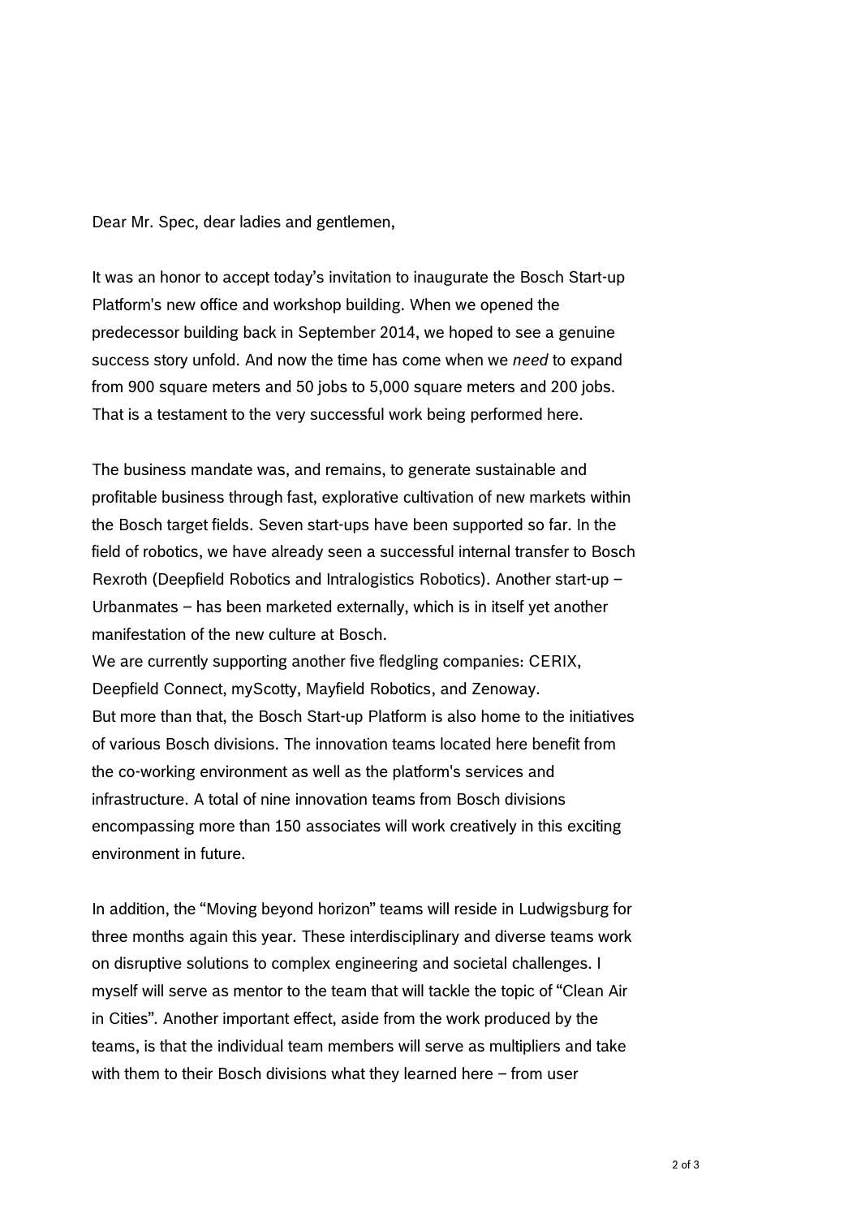Dear Mr. Spec, dear ladies and gentlemen,

It was an honor to accept today's invitation to inaugurate the Bosch Start-up Platform's new office and workshop building. When we opened the predecessor building back in September 2014, we hoped to see a genuine success story unfold. And now the time has come when we *need* to expand from 900 square meters and 50 jobs to 5,000 square meters and 200 jobs. That is a testament to the very successful work being performed here.

The business mandate was, and remains, to generate sustainable and profitable business through fast, explorative cultivation of new markets within the Bosch target fields. Seven start-ups have been supported so far. In the field of robotics, we have already seen a successful internal transfer to Bosch Rexroth (Deepfield Robotics and Intralogistics Robotics). Another start-up – Urbanmates – has been marketed externally, which is in itself yet another manifestation of the new culture at Bosch.
We are currently supporting another five fledgling companies: CERIX, Deepfield Connect, myScotty, Mayfield Robotics, and Zenoway.
But more than that, the Bosch Start-up Platform is also home to the initiatives of various Bosch divisions. The innovation teams located here benefit from the co-working environment as well as the platform's services and infrastructure. A total of nine innovation teams from Bosch divisions encompassing more than 150 associates will work creatively in this exciting environment in future.

In addition, the "Moving beyond horizon" teams will reside in Ludwigsburg for three months again this year. These interdisciplinary and diverse teams work on disruptive solutions to complex engineering and societal challenges. I myself will serve as mentor to the team that will tackle the topic of "Clean Air in Cities". Another important effect, aside from the work produced by the teams, is that the individual team members will serve as multipliers and take with them to their Bosch divisions what they learned here – from user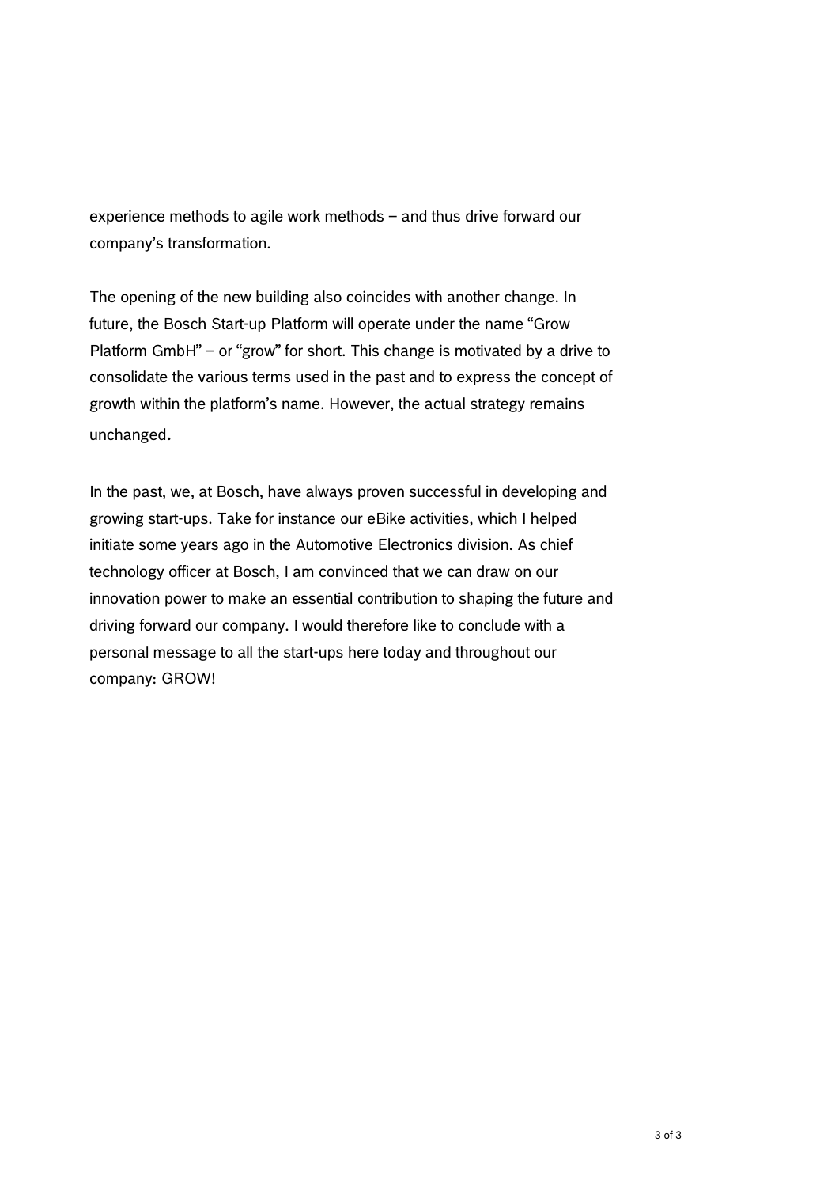experience methods to agile work methods – and thus drive forward our company's transformation.

The opening of the new building also coincides with another change. In future, the Bosch Start-up Platform will operate under the name "Grow Platform GmbH" – or "grow" for short. This change is motivated by a drive to consolidate the various terms used in the past and to express the concept of growth within the platform's name. However, the actual strategy remains unchanged.

In the past, we, at Bosch, have always proven successful in developing and growing start-ups. Take for instance our eBike activities, which I helped initiate some years ago in the Automotive Electronics division. As chief technology officer at Bosch, I am convinced that we can draw on our innovation power to make an essential contribution to shaping the future and driving forward our company. I would therefore like to conclude with a personal message to all the start-ups here today and throughout our company: GROW!